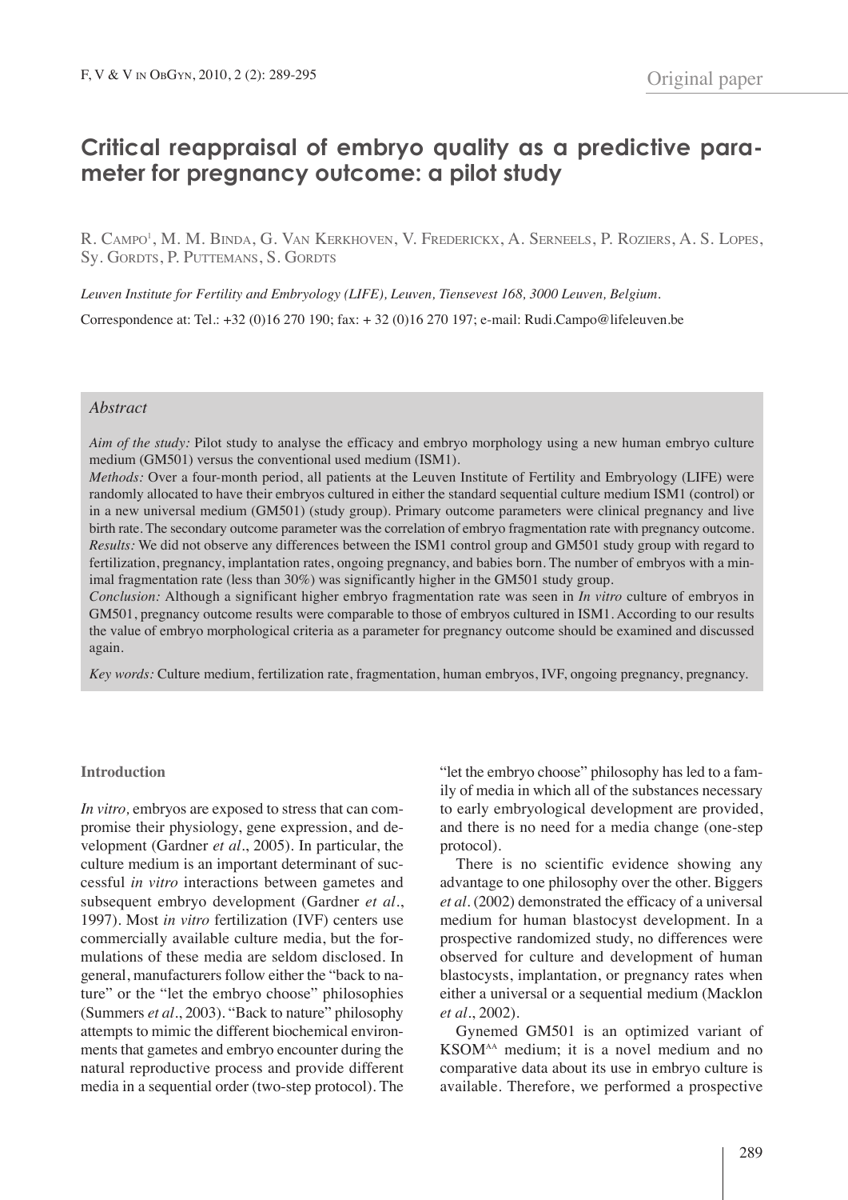Original paper

# Critical reappraisal of embryo quality as a predictive parameter for pregnancy outcome: a pilot study

R. Campo[1], M. M. Binda, G. Van Kerkhoven, V. Frederickx, A. Serneels, P. Roziers, A. S. Lopes, Sy. Gordts, P. Puttemans, S. Gordts

*Leuven Institute for Fertility and Embryology (LIFE), Leuven, Tiensevest 168, 3000 Leuven, Belgium.*

Correspondence at: Tel.: +32 (0)16 270 190; fax: + 32 (0)16 270 197; e-mail: Rudi.Campo@lifeleuven.be

## Abstract

*Aim of the study:* Pilot study to analyse the efficacy and embryo morphology using a new human embryo culture medium (GM501) versus the conventional used medium (ISM1).

*Methods:* Over a four-month period, all patients at the Leuven Institute of Fertility and Embryology (LIFE) were randomly allocated to have their embryos cultured in either the standard sequential culture medium ISM1 (control) or in a new universal medium (GM501) (study group). Primary outcome parameters were clinical pregnancy and live birth rate. The secondary outcome parameter was the correlation of embryo fragmentation rate with pregnancy outcome.

*Results:* We did not observe any differences between the ISM1 control group and GM501 study group with regard to fertilization, pregnancy, implantation rates, ongoing pregnancy, and babies born. The number of embryos with a minimal fragmentation rate (less than 30%) was significantly higher in the GM501 study group.

*Conclusion:* Although a significant higher embryo fragmentation rate was seen in *In vitro* culture of embryos in GM501, pregnancy outcome results were comparable to those of embryos cultured in ISM1. According to our results the value of embryo morphological criteria as a parameter for pregnancy outcome should be examined and discussed again.

*Key words:* Culture medium, fertilization rate, fragmentation, human embryos, IVF, ongoing pregnancy, pregnancy.

## Introduction

*In vitro,* embryos are exposed to stress that can compromise their physiology, gene expression, and development (Gardner *et al*., 2005). In particular, the culture medium is an important determinant of successful *in vitro* interactions between gametes and subsequent embryo development (Gardner *et al*., 1997). Most *in vitro* fertilization (IVF) centers use commercially available culture media, but the formulations of these media are seldom disclosed. In general, manufacturers follow either the "back to nature" or the "let the embryo choose" philosophies (Summers *et al*., 2003). "Back to nature" philosophy attempts to mimic the different biochemical environments that gametes and embryo encounter during the natural reproductive process and provide different media in a sequential order (two-step protocol). The "let the embryo choose" philosophy has led to a family of media in which all of the substances necessary to early embryological development are provided, and there is no need for a media change (one-step protocol).

There is no scientific evidence showing any advantage to one philosophy over the other. Biggers *et al*. (2002) demonstrated the efficacy of a universal medium for human blastocyst development. In a prospective randomized study, no differences were observed for culture and development of human blastocysts, implantation, or pregnancy rates when either a universal or a sequential medium (Macklon *et al*., 2002).

Gynemed GM501 is an optimized variant of $KSOM^{AA}$ medium; it is a novel medium and no comparative data about its use in embryo culture is available. Therefore, we performed a prospective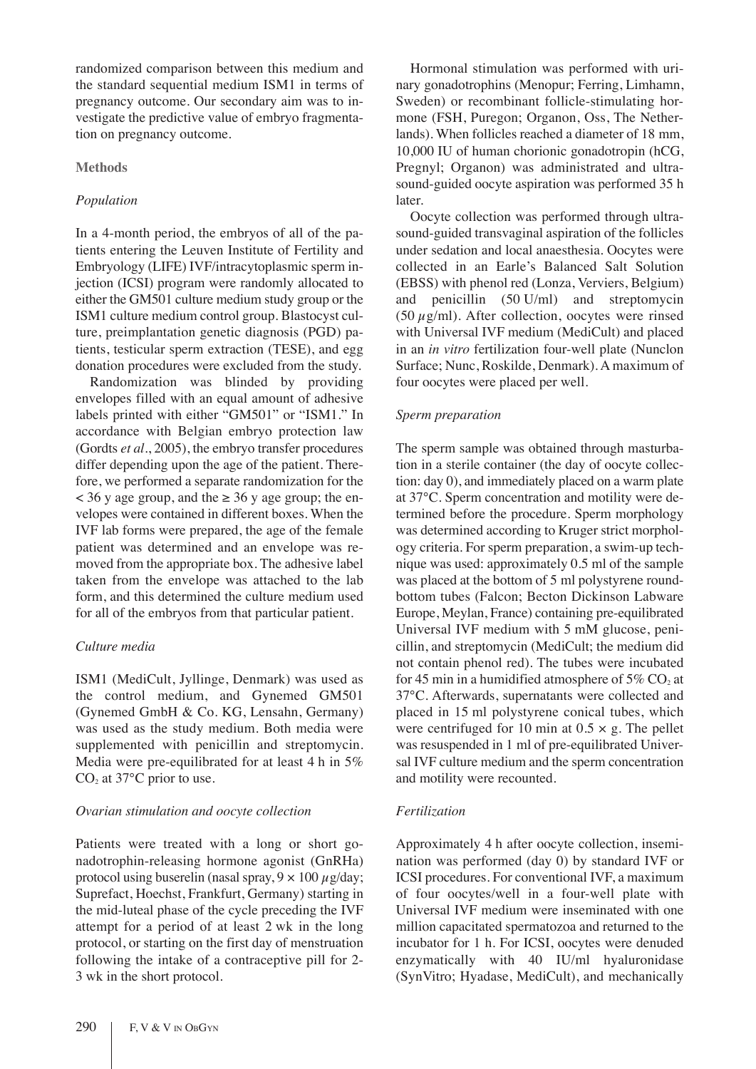randomized comparison between this medium and the standard sequential medium ISM1 in terms of pregnancy outcome. Our secondary aim was to investigate the predictive value of embryo fragmentation on pregnancy outcome.

## Methods

### *Population*

In a 4-month period, the embryos of all of the patients entering the Leuven Institute of Fertility and Embryology (LIFE) IVF/intracytoplasmic sperm injection (ICSI) program were randomly allocated to either the GM501 culture medium study group or the ISM1 culture medium control group. Blastocyst culture, preimplantation genetic diagnosis (PGD) patients, testicular sperm extraction (TESE), and egg donation procedures were excluded from the study.

Randomization was blinded by providing envelopes filled with an equal amount of adhesive labels printed with either "GM501" or "ISM1." In accordance with Belgian embryo protection law (Gordts *et al*., 2005), the embryo transfer procedures differ depending upon the age of the patient. Therefore, we performed a separate randomization for the < 36 y age group, and the ≥ 36 y age group; the envelopes were contained in different boxes. When the IVF lab forms were prepared, the age of the female patient was determined and an envelope was removed from the appropriate box. The adhesive label taken from the envelope was attached to the lab form, and this determined the culture medium used for all of the embryos from that particular patient.

### *Culture media*

ISM1 (MediCult, Jyllinge, Denmark) was used as the control medium, and Gynemed GM501 (Gynemed GmbH & Co. KG, Lensahn, Germany) was used as the study medium. Both media were supplemented with penicillin and streptomycin. Media were pre-equilibrated for at least 4 h in 5% $CO_2$ at 37°C prior to use.

### *Ovarian stimulation and oocyte collection*

Patients were treated with a long or short gonadotrophin-releasing hormone agonist (GnRHa) protocol using buserelin (nasal spray, $9 \times 100$ µg/day; Suprefact, Hoechst, Frankfurt, Germany) starting in the mid-luteal phase of the cycle preceding the IVF attempt for a period of at least 2 wk in the long protocol, or starting on the first day of menstruation following the intake of a contraceptive pill for 2-3 wk in the short protocol.

Hormonal stimulation was performed with urinary gonadotrophins (Menopur; Ferring, Limhamn, Sweden) or recombinant follicle-stimulating hormone (FSH, Puregon; Organon, Oss, The Netherlands). When follicles reached a diameter of 18 mm, 10,000 IU of human chorionic gonadotropin (hCG, Pregnyl; Organon) was administrated and ultrasound-guided oocyte aspiration was performed 35 h later.

Oocyte collection was performed through ultrasound-guided transvaginal aspiration of the follicles under sedation and local anaesthesia. Oocytes were collected in an Earle's Balanced Salt Solution (EBSS) with phenol red (Lonza, Verviers, Belgium) and penicillin (50 U/ml) and streptomycin (50 µg/ml). After collection, oocytes were rinsed with Universal IVF medium (MediCult) and placed in an *in vitro* fertilization four-well plate (Nunclon Surface; Nunc, Roskilde, Denmark). A maximum of four oocytes were placed per well.

### *Sperm preparation*

The sperm sample was obtained through masturbation in a sterile container (the day of oocyte collection: day 0), and immediately placed on a warm plate at 37°C. Sperm concentration and motility were determined before the procedure. Sperm morphology was determined according to Kruger strict morphology criteria. For sperm preparation, a swim-up technique was used: approximately 0.5 ml of the sample was placed at the bottom of 5 ml polystyrene round-bottom tubes (Falcon; Becton Dickinson Labware Europe, Meylan, France) containing pre-equilibrated Universal IVF medium with 5 mM glucose, penicillin, and streptomycin (MediCult; the medium did not contain phenol red). The tubes were incubated for 45 min in a humidified atmosphere of 5% $CO_2$ at 37°C. Afterwards, supernatants were collected and placed in 15 ml polystyrene conical tubes, which were centrifuged for 10 min at $0.5 \times$ g. The pellet was resuspended in 1 ml of pre-equilibrated Universal IVF culture medium and the sperm concentration and motility were recounted.

### *Fertilization*

Approximately 4 h after oocyte collection, insemination was performed (day 0) by standard IVF or ICSI procedures. For conventional IVF, a maximum of four oocytes/well in a four-well plate with Universal IVF medium were inseminated with one million capacitated spermatozoa and returned to the incubator for 1 h. For ICSI, oocytes were denuded enzymatically with 40 IU/ml hyaluronidase (SynVitro; Hyadase, MediCult), and mechanically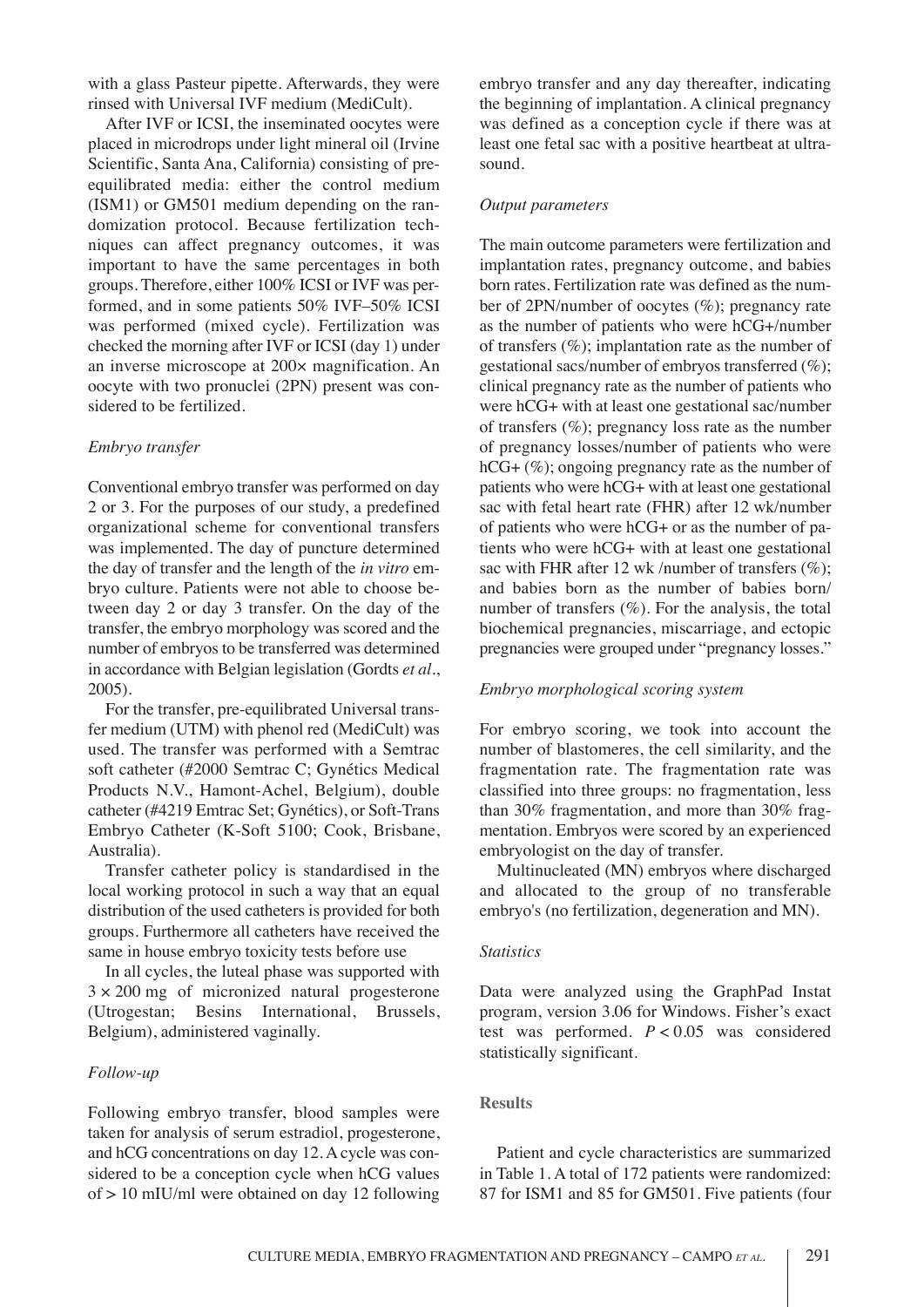with a glass Pasteur pipette. Afterwards, they were rinsed with Universal IVF medium (MediCult).

After IVF or ICSI, the inseminated oocytes were placed in microdrops under light mineral oil (Irvine Scientific, Santa Ana, California) consisting of pre-equilibrated media: either the control medium (ISM1) or GM501 medium depending on the randomization protocol. Because fertilization techniques can affect pregnancy outcomes, it was important to have the same percentages in both groups. Therefore, either 100% ICSI or IVF was performed, and in some patients 50% IVF–50% ICSI was performed (mixed cycle). Fertilization was checked the morning after IVF or ICSI (day 1) under an inverse microscope at 200× magnification. An oocyte with two pronuclei (2PN) present was considered to be fertilized.

*Embryo transfer*

Conventional embryo transfer was performed on day 2 or 3. For the purposes of our study, a predefined organizational scheme for conventional transfers was implemented. The day of puncture determined the day of transfer and the length of the *in vitro* embryo culture. Patients were not able to choose between day 2 or day 3 transfer. On the day of the transfer, the embryo morphology was scored and the number of embryos to be transferred was determined in accordance with Belgian legislation (Gordts *et al.*, 2005).

For the transfer, pre-equilibrated Universal transfer medium (UTM) with phenol red (MediCult) was used. The transfer was performed with a Semtrac soft catheter (#2000 Semtrac C; Gynétics Medical Products N.V., Hamont-Achel, Belgium), double catheter (#4219 Emtrac Set; Gynétics), or Soft-Trans Embryo Catheter (K-Soft 5100; Cook, Brisbane, Australia).

Transfer catheter policy is standardised in the local working protocol in such a way that an equal distribution of the used catheters is provided for both groups. Furthermore all catheters have received the same in house embryo toxicity tests before use

In all cycles, the luteal phase was supported with 3 × 200 mg of micronized natural progesterone (Utrogestan; Besins International, Brussels, Belgium), administered vaginally.

*Follow-up*

Following embryo transfer, blood samples were taken for analysis of serum estradiol, progesterone, and hCG concentrations on day 12. A cycle was considered to be a conception cycle when hCG values of > 10 mIU/ml were obtained on day 12 following embryo transfer and any day thereafter, indicating the beginning of implantation. A clinical pregnancy was defined as a conception cycle if there was at least one fetal sac with a positive heartbeat at ultrasound.

*Output parameters*

The main outcome parameters were fertilization and implantation rates, pregnancy outcome, and babies born rates. Fertilization rate was defined as the number of 2PN/number of oocytes (%); pregnancy rate as the number of patients who were hCG+/number of transfers (%); implantation rate as the number of gestational sacs/number of embryos transferred (%); clinical pregnancy rate as the number of patients who were hCG+ with at least one gestational sac/number of transfers (%); pregnancy loss rate as the number of pregnancy losses/number of patients who were hCG+ (%); ongoing pregnancy rate as the number of patients who were hCG+ with at least one gestational sac with fetal heart rate (FHR) after 12 wk/number of patients who were hCG+ or as the number of patients who were hCG+ with at least one gestational sac with FHR after 12 wk /number of transfers (%); and babies born as the number of babies born/number of transfers (%). For the analysis, the total biochemical pregnancies, miscarriage, and ectopic pregnancies were grouped under "pregnancy losses."

*Embryo morphological scoring system*

For embryo scoring, we took into account the number of blastomeres, the cell similarity, and the fragmentation rate. The fragmentation rate was classified into three groups: no fragmentation, less than 30% fragmentation, and more than 30% fragmentation. Embryos were scored by an experienced embryologist on the day of transfer.

Multinucleated (MN) embryos where discharged and allocated to the group of no transferable embryo's (no fertilization, degeneration and MN).

*Statistics*

Data were analyzed using the GraphPad Instat program, version 3.06 for Windows. Fisher's exact test was performed. $P < 0.05$ was considered statistically significant.

## Results

Patient and cycle characteristics are summarized in Table 1. A total of 172 patients were randomized: 87 for ISM1 and 85 for GM501. Five patients (four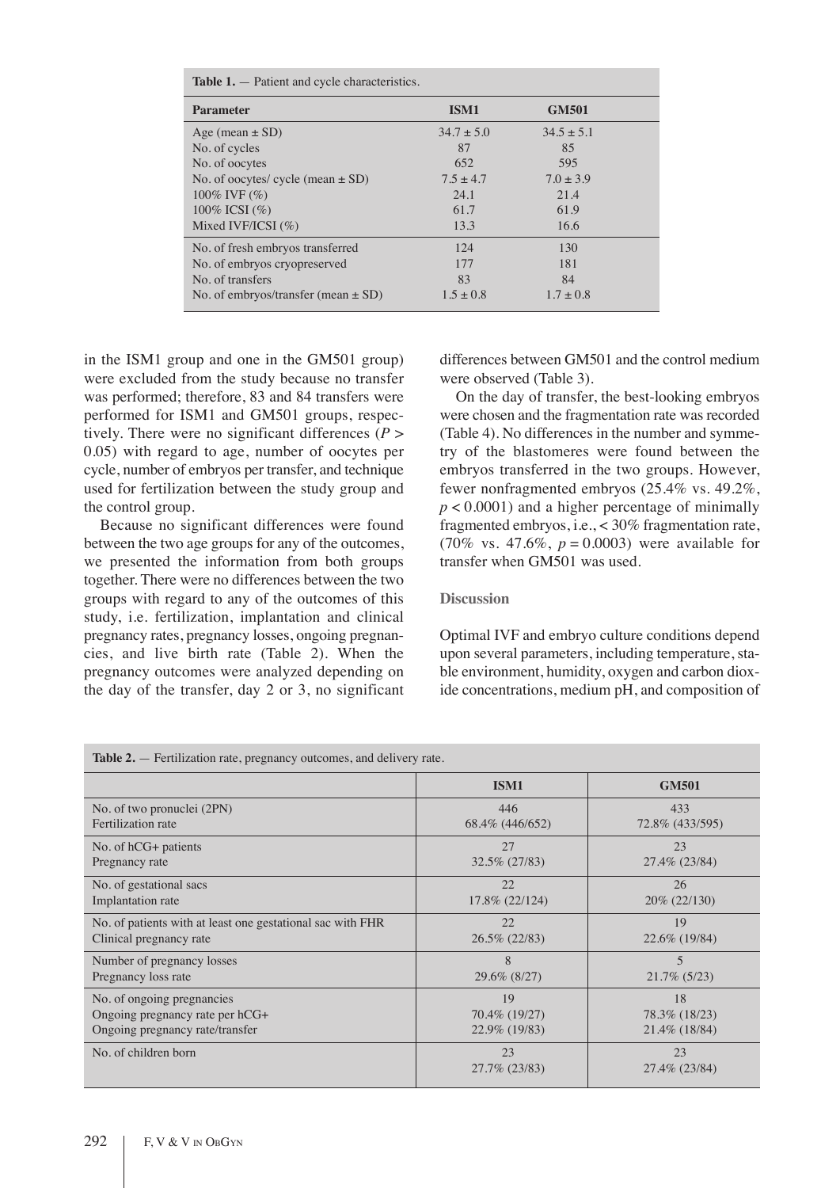**Table 1.** — Patient and cycle characteristics.

| Parameter | ISM1 | GM501 |
|---|---|---|
| Age (mean ± SD) | 34.7 ± 5.0 | 34.5 ± 5.1 |
| No. of cycles | 87 | 85 |
| No. of oocytes | 652 | 595 |
| No. of oocytes/ cycle (mean ± SD) | 7.5 ± 4.7 | 7.0 ± 3.9 |
| 100% IVF (%) | 24.1 | 21.4 |
| 100% ICSI (%) | 61.7 | 61.9 |
| Mixed IVF/ICSI (%) | 13.3 | 16.6 |
| No. of fresh embryos transferred | 124 | 130 |
| No. of embryos cryopreserved | 177 | 181 |
| No. of transfers | 83 | 84 |
| No. of embryos/transfer (mean ± SD) | 1.5 ± 0.8 | 1.7 ± 0.8 |

in the ISM1 group and one in the GM501 group) were excluded from the study because no transfer was performed; therefore, 83 and 84 transfers were performed for ISM1 and GM501 groups, respectively. There were no significant differences ($P > 0.05$) with regard to age, number of oocytes per cycle, number of embryos per transfer, and technique used for fertilization between the study group and the control group.

Because no significant differences were found between the two age groups for any of the outcomes, we presented the information from both groups together. There were no differences between the two groups with regard to any of the outcomes of this study, i.e. fertilization, implantation and clinical pregnancy rates, pregnancy losses, ongoing pregnancies, and live birth rate (Table 2). When the pregnancy outcomes were analyzed depending on the day of the transfer, day 2 or 3, no significant differences between GM501 and the control medium were observed (Table 3).

On the day of transfer, the best-looking embryos were chosen and the fragmentation rate was recorded (Table 4). No differences in the number and symmetry of the blastomeres were found between the embryos transferred in the two groups. However, fewer nonfragmented embryos (25.4% vs. 49.2%, $p < 0.0001$) and a higher percentage of minimally fragmented embryos, i.e., < 30% fragmentation rate, (70% vs. 47.6%, $p = 0.0003$) were available for transfer when GM501 was used.

## Discussion

Optimal IVF and embryo culture conditions depend upon several parameters, including temperature, stable environment, humidity, oxygen and carbon dioxide concentrations, medium pH, and composition of

**Table 2.** — Fertilization rate, pregnancy outcomes, and delivery rate.

| | ISM1 | GM501 |
|---|---|---|
| No. of two pronuclei (2PN)<br>Fertilization rate | 446<br>68.4% (446/652) | 433<br>72.8% (433/595) |
| No. of hCG+ patients<br>Pregnancy rate | 27<br>32.5% (27/83) | 23<br>27.4% (23/84) |
| No. of gestational sacs<br>Implantation rate | 22<br>17.8% (22/124) | 26<br>20% (22/130) |
| No. of patients with at least one gestational sac with FHR<br>Clinical pregnancy rate | 22<br>26.5% (22/83) | 19<br>22.6% (19/84) |
| Number of pregnancy losses<br>Pregnancy loss rate | 8<br>29.6% (8/27) | 5<br>21.7% (5/23) |
| No. of ongoing pregnancies<br>Ongoing pregnancy rate per hCG+<br>Ongoing pregnancy rate/transfer | 19<br>70.4% (19/27)<br>22.9% (19/83) | 18<br>78.3% (18/23)<br>21.4% (18/84) |
| No. of children born | 23<br>27.7% (23/83) | 23<br>27.4% (23/84) |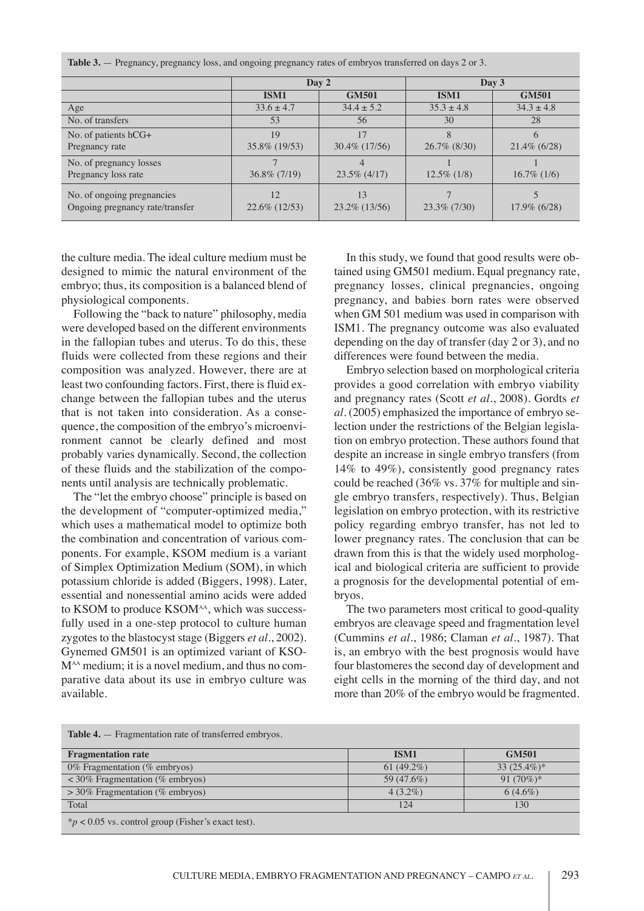**Table 3.** — Pregnancy, pregnancy loss, and ongoing pregnancy rates of embryos transferred on days 2 or 3.

| | Day 2 | | Day 3 | |
|---|---|---|---|---|
| | **ISM1** | **GM501** | **ISM1** | **GM501** |
| Age | 33.6 ± 4.7 | 34.4 ± 5.2 | 35.3 ± 4.8 | 34.3 ± 4.8 |
| No. of transfers | 53 | 56 | 30 | 28 |
| No. of patients hCG+ | 19 | 17 | 8 | 6 |
| Pregnancy rate | 35.8% (19/53) | 30.4% (17/56) | 26.7% (8/30) | 21.4% (6/28) |
| No. of pregnancy losses | 7 | 4 | 1 | 1 |
| Pregnancy loss rate | 36.8% (7/19) | 23.5% (4/17) | 12.5% (1/8) | 16.7% (1/6) |
| No. of ongoing pregnancies | 12 | 13 | 7 | 5 |
| Ongoing pregnancy rate/transfer | 22.6% (12/53) | 23.2% (13/56) | 23.3% (7/30) | 17.9% (6/28) |

the culture media. The ideal culture medium must be designed to mimic the natural environment of the embryo; thus, its composition is a balanced blend of physiological components.

Following the "back to nature" philosophy, media were developed based on the different environments in the fallopian tubes and uterus. To do this, these fluids were collected from these regions and their composition was analyzed. However, there are at least two confounding factors. First, there is fluid exchange between the fallopian tubes and the uterus that is not taken into consideration. As a consequence, the composition of the embryo's microenvironment cannot be clearly defined and most probably varies dynamically. Second, the collection of these fluids and the stabilization of the components until analysis are technically problematic.

The "let the embryo choose" principle is based on the development of "computer-optimized media," which uses a mathematical model to optimize both the combination and concentration of various components. For example, KSOM medium is a variant of Simplex Optimization Medium (SOM), in which potassium chloride is added (Biggers, 1998). Later, essential and nonessential amino acids were added to KSOM to produce $KSOM^{AA}$, which was successfully used in a one-step protocol to culture human zygotes to the blastocyst stage (Biggers *et al.*, 2002). Gynemed GM501 is an optimized variant of $KSOM^{AA}$ medium; it is a novel medium, and thus no comparative data about its use in embryo culture was available.

In this study, we found that good results were obtained using GM501 medium. Equal pregnancy rate, pregnancy losses, clinical pregnancies, ongoing pregnancy, and babies born rates were observed when GM 501 medium was used in comparison with ISM1. The pregnancy outcome was also evaluated depending on the day of transfer (day 2 or 3), and no differences were found between the media.

Embryo selection based on morphological criteria provides a good correlation with embryo viability and pregnancy rates (Scott *et al.*, 2008). Gordts *et al.* (2005) emphasized the importance of embryo selection under the restrictions of the Belgian legislation on embryo protection. These authors found that despite an increase in single embryo transfers (from 14% to 49%), consistently good pregnancy rates could be reached (36% vs. 37% for multiple and single embryo transfers, respectively). Thus, Belgian legislation on embryo protection, with its restrictive policy regarding embryo transfer, has not led to lower pregnancy rates. The conclusion that can be drawn from this is that the widely used morphological and biological criteria are sufficient to provide a prognosis for the developmental potential of embryos.

The two parameters most critical to good-quality embryos are cleavage speed and fragmentation level (Cummins *et al.*, 1986; Claman *et al.*, 1987). That is, an embryo with the best prognosis would have four blastomeres the second day of development and eight cells in the morning of the third day, and not more than 20% of the embryo would be fragmented.

**Table 4.** — Fragmentation rate of transferred embryos.

| **Fragmentation rate** | **ISM1** | **GM501** |
|---|---|---|
| 0% Fragmentation (% embryos) | 61 (49.2%) | 33 (25.4%)* |
| < 30% Fragmentation (% embryos) | 59 (47.6%) | 91 (70%)* |
| > 30% Fragmentation (% embryos) | 4 (3.2%) | 6 (4.6%) |
| Total | 124 | 130 |

*$p < 0.05$ vs. control group (Fisher's exact test).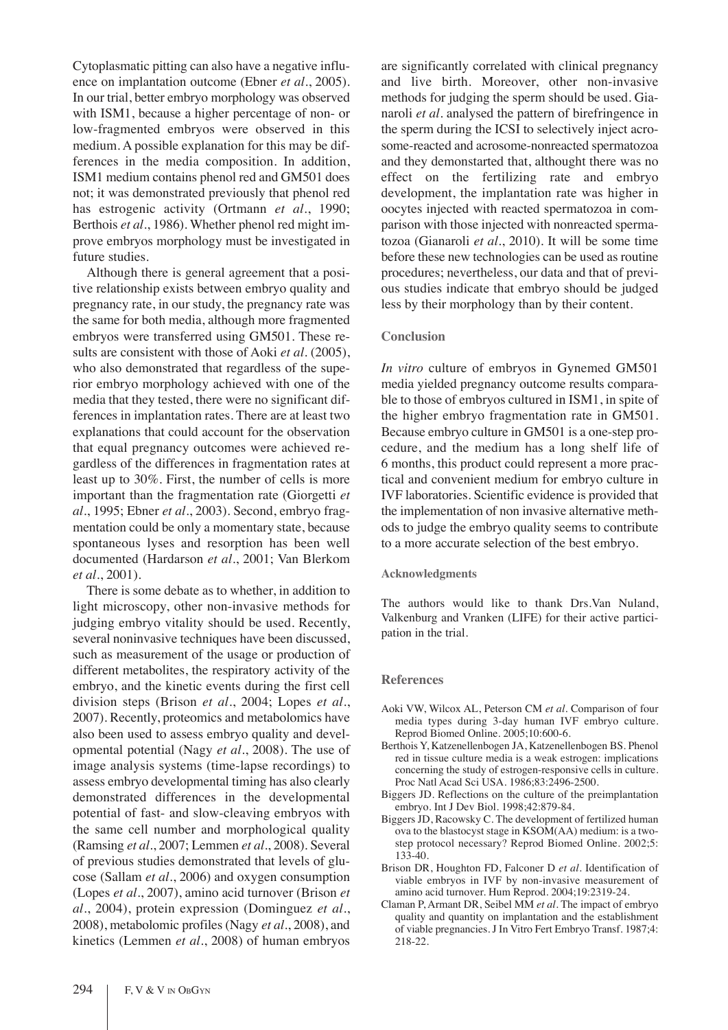Cytoplasmatic pitting can also have a negative influence on implantation outcome (Ebner *et al*., 2005). In our trial, better embryo morphology was observed with ISM1, because a higher percentage of non- or low-fragmented embryos were observed in this medium. A possible explanation for this may be differences in the media composition. In addition, ISM1 medium contains phenol red and GM501 does not; it was demonstrated previously that phenol red has estrogenic activity (Ortmann *et al*., 1990; Berthois *et al*., 1986). Whether phenol red might improve embryos morphology must be investigated in future studies.

Although there is general agreement that a positive relationship exists between embryo quality and pregnancy rate, in our study, the pregnancy rate was the same for both media, although more fragmented embryos were transferred using GM501. These results are consistent with those of Aoki *et al*. (2005), who also demonstrated that regardless of the superior embryo morphology achieved with one of the media that they tested, there were no significant differences in implantation rates. There are at least two explanations that could account for the observation that equal pregnancy outcomes were achieved regardless of the differences in fragmentation rates at least up to 30%. First, the number of cells is more important than the fragmentation rate (Giorgetti *et al*., 1995; Ebner *et al*., 2003). Second, embryo fragmentation could be only a momentary state, because spontaneous lyses and resorption has been well documented (Hardarson *et al*., 2001; Van Blerkom *et al*., 2001).

There is some debate as to whether, in addition to light microscopy, other non-invasive methods for judging embryo vitality should be used. Recently, several noninvasive techniques have been discussed, such as measurement of the usage or production of different metabolites, the respiratory activity of the embryo, and the kinetic events during the first cell division steps (Brison *et al*., 2004; Lopes *et al*., 2007). Recently, proteomics and metabolomics have also been used to assess embryo quality and developmental potential (Nagy *et al*., 2008). The use of image analysis systems (time-lapse recordings) to assess embryo developmental timing has also clearly demonstrated differences in the developmental potential of fast- and slow-cleaving embryos with the same cell number and morphological quality (Ramsing *et al*., 2007; Lemmen *et al*., 2008). Several of previous studies demonstrated that levels of glucose (Sallam *et al*., 2006) and oxygen consumption (Lopes *et al*., 2007), amino acid turnover (Brison *et al*., 2004), protein expression (Dominguez *et al*., 2008), metabolomic profiles (Nagy *et al*., 2008), and kinetics (Lemmen *et al*., 2008) of human embryos are significantly correlated with clinical pregnancy and live birth. Moreover, other non-invasive methods for judging the sperm should be used. Gianaroli *et al*. analysed the pattern of birefringence in the sperm during the ICSI to selectively inject acrosome-reacted and acrosome-nonreacted spermatozoa and they demonstarted that, althought there was no effect on the fertilizing rate and embryo development, the implantation rate was higher in oocytes injected with reacted spermatozoa in comparison with those injected with nonreacted spermatozoa (Gianaroli *et al*., 2010). It will be some time before these new technologies can be used as routine procedures; nevertheless, our data and that of previous studies indicate that embryo should be judged less by their morphology than by their content.

## Conclusion

*In vitro* culture of embryos in Gynemed GM501 media yielded pregnancy outcome results comparable to those of embryos cultured in ISM1, in spite of the higher embryo fragmentation rate in GM501. Because embryo culture in GM501 is a one-step procedure, and the medium has a long shelf life of 6 months, this product could represent a more practical and convenient medium for embryo culture in IVF laboratories. Scientific evidence is provided that the implementation of non invasive alternative methods to judge the embryo quality seems to contribute to a more accurate selection of the best embryo.

### Acknowledgments

The authors would like to thank Drs.Van Nuland, Valkenburg and Vranken (LIFE) for their active participation in the trial.

## References

- Aoki VW, Wilcox AL, Peterson CM *et al*. Comparison of four media types during 3-day human IVF embryo culture. Reprod Biomed Online. 2005;10:600-6.
- Berthois Y, Katzenellenbogen JA, Katzenellenbogen BS. Phenol red in tissue culture media is a weak estrogen: implications concerning the study of estrogen-responsive cells in culture. Proc Natl Acad Sci USA. 1986;83:2496-2500.
- Biggers JD. Reflections on the culture of the preimplantation embryo. Int J Dev Biol. 1998;42:879-84.
- Biggers JD, Racowsky C. The development of fertilized human ova to the blastocyst stage in KSOM(AA) medium: is a two-step protocol necessary? Reprod Biomed Online. 2002;5: 133-40.
- Brison DR, Houghton FD, Falconer D *et al*. Identification of viable embryos in IVF by non-invasive measurement of amino acid turnover. Hum Reprod. 2004;19:2319-24.
- Claman P, Armant DR, Seibel MM *et al*. The impact of embryo quality and quantity on implantation and the establishment of viable pregnancies. J In Vitro Fert Embryo Transf. 1987;4: 218-22.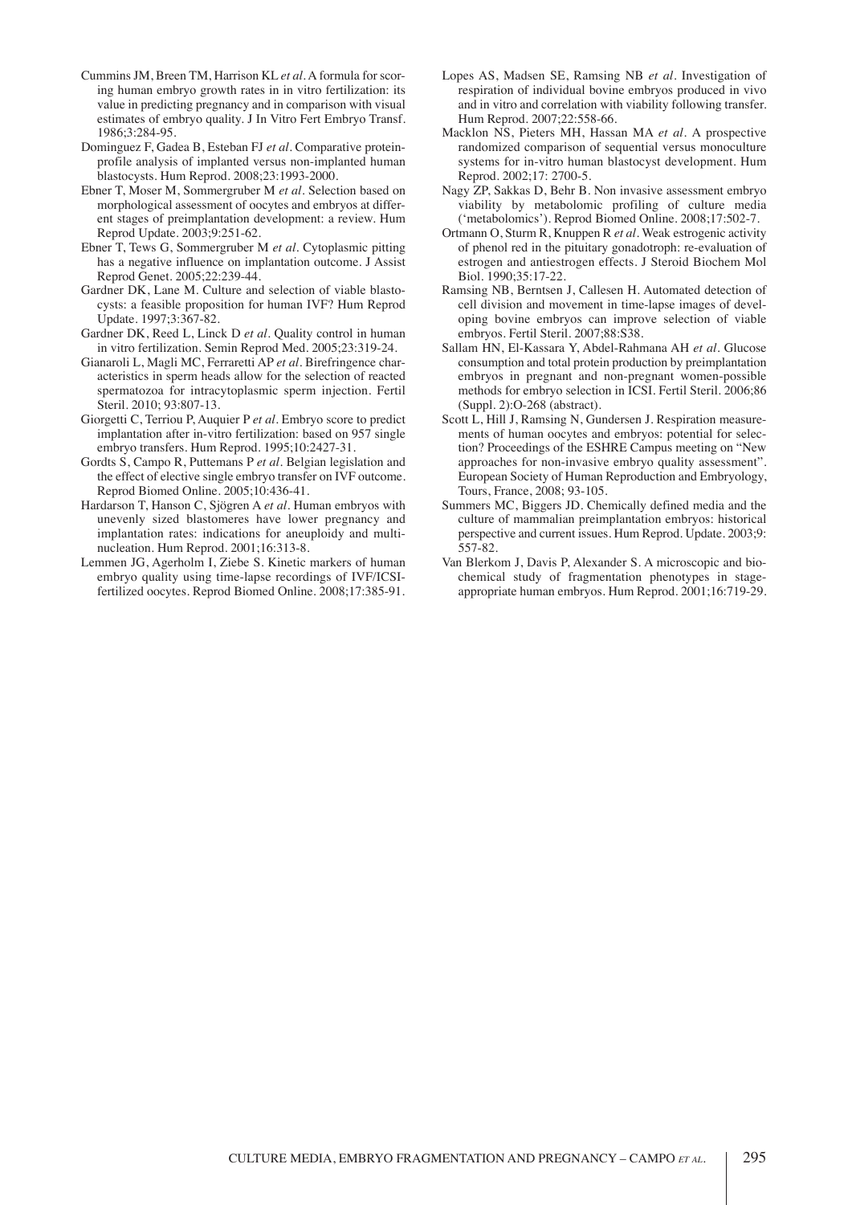Cummins JM, Breen TM, Harrison KL *et al*. A formula for scoring human embryo growth rates in in vitro fertilization: its value in predicting pregnancy and in comparison with visual estimates of embryo quality. J In Vitro Fert Embryo Transf. 1986;3:284-95.

Dominguez F, Gadea B, Esteban FJ *et al*. Comparative protein-profile analysis of implanted versus non-implanted human blastocysts. Hum Reprod. 2008;23:1993-2000.

Ebner T, Moser M, Sommergruber M *et al*. Selection based on morphological assessment of oocytes and embryos at different stages of preimplantation development: a review. Hum Reprod Update. 2003;9:251-62.

Ebner T, Tews G, Sommergruber M *et al*. Cytoplasmic pitting has a negative influence on implantation outcome. J Assist Reprod Genet. 2005;22:239-44.

Gardner DK, Lane M. Culture and selection of viable blastocysts: a feasible proposition for human IVF? Hum Reprod Update. 1997;3:367-82.

Gardner DK, Reed L, Linck D *et al*. Quality control in human in vitro fertilization. Semin Reprod Med. 2005;23:319-24.

Gianaroli L, Magli MC, Ferraretti AP *et al*. Birefringence characteristics in sperm heads allow for the selection of reacted spermatozoa for intracytoplasmic sperm injection. Fertil Steril. 2010; 93:807-13.

Giorgetti C, Terriou P, Auquier P *et al*. Embryo score to predict implantation after in-vitro fertilization: based on 957 single embryo transfers. Hum Reprod. 1995;10:2427-31.

Gordts S, Campo R, Puttemans P *et al*. Belgian legislation and the effect of elective single embryo transfer on IVF outcome. Reprod Biomed Online. 2005;10:436-41.

Hardarson T, Hanson C, Sjögren A *et al*. Human embryos with unevenly sized blastomeres have lower pregnancy and implantation rates: indications for aneuploidy and multinucleation. Hum Reprod. 2001;16:313-8.

Lemmen JG, Agerholm I, Ziebe S. Kinetic markers of human embryo quality using time-lapse recordings of IVF/ICSI-fertilized oocytes. Reprod Biomed Online. 2008;17:385-91.

Lopes AS, Madsen SE, Ramsing NB *et al*. Investigation of respiration of individual bovine embryos produced in vivo and in vitro and correlation with viability following transfer. Hum Reprod. 2007;22:558-66.

Macklon NS, Pieters MH, Hassan MA *et al*. A prospective randomized comparison of sequential versus monoculture systems for in-vitro human blastocyst development. Hum Reprod. 2002;17: 2700-5.

Nagy ZP, Sakkas D, Behr B. Non invasive assessment embryo viability by metabolomic profiling of culture media ('metabolomics'). Reprod Biomed Online. 2008;17:502-7.

Ortmann O, Sturm R, Knuppen R *et al*. Weak estrogenic activity of phenol red in the pituitary gonadotroph: re-evaluation of estrogen and antiestrogen effects. J Steroid Biochem Mol Biol. 1990;35:17-22.

Ramsing NB, Berntsen J, Callesen H. Automated detection of cell division and movement in time-lapse images of developing bovine embryos can improve selection of viable embryos. Fertil Steril. 2007;88:S38.

Sallam HN, El-Kassara Y, Abdel-Rahmana AH *et al*. Glucose consumption and total protein production by preimplantation embryos in pregnant and non-pregnant women-possible methods for embryo selection in ICSI. Fertil Steril. 2006;86 (Suppl. 2):O-268 (abstract).

Scott L, Hill J, Ramsing N, Gundersen J. Respiration measurements of human oocytes and embryos: potential for selection? Proceedings of the ESHRE Campus meeting on "New approaches for non-invasive embryo quality assessment". European Society of Human Reproduction and Embryology, Tours, France, 2008; 93-105.

Summers MC, Biggers JD. Chemically defined media and the culture of mammalian preimplantation embryos: historical perspective and current issues. Hum Reprod. Update. 2003;9: 557-82.

Van Blerkom J, Davis P, Alexander S. A microscopic and biochemical study of fragmentation phenotypes in stage-appropriate human embryos. Hum Reprod. 2001;16:719-29.